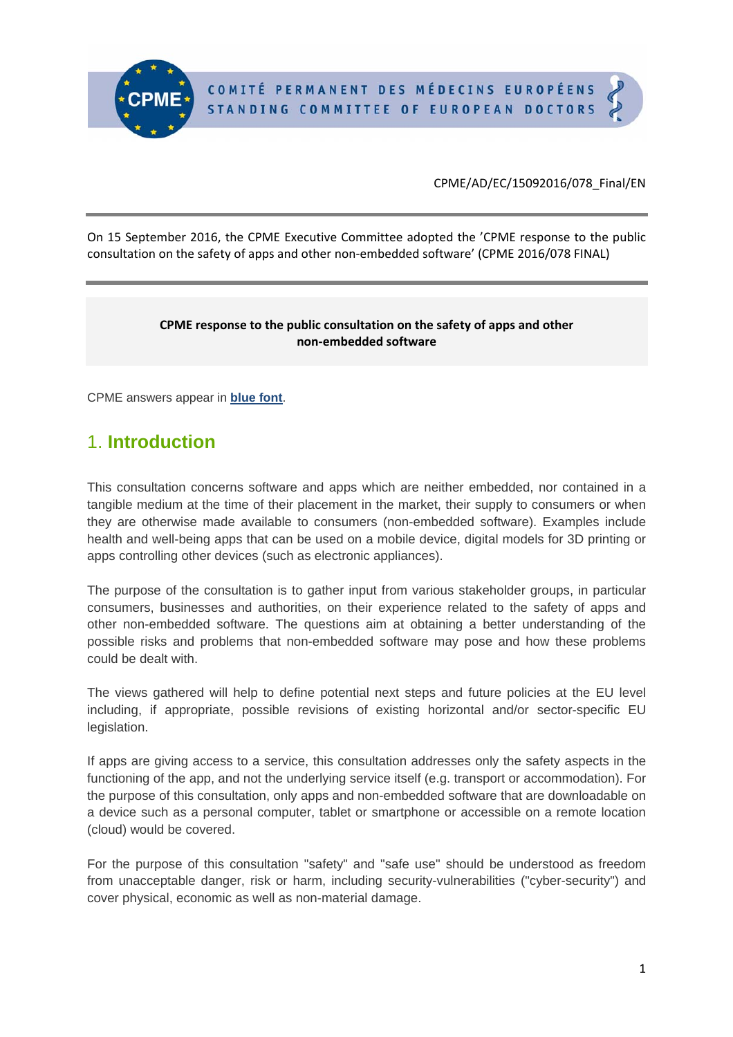COMITÉ PERMANENT DES MÉDECINS EUROPÉENS
STANDING COMMITTEE OF EUROPEAN DOCTORS

CPME/AD/EC/15092016/078_Final/EN

On 15 September 2016, the CPME Executive Committee adopted the 'CPME response to the public consultation on the safety of apps and other non-embedded software' (CPME 2016/078 FINAL)

**CPME response to the public consultation on the safety of apps and other non-embedded software**

CPME answers appear in **blue font**.

## 1. Introduction

This consultation concerns software and apps which are neither embedded, nor contained in a tangible medium at the time of their placement in the market, their supply to consumers or when they are otherwise made available to consumers (non-embedded software). Examples include health and well-being apps that can be used on a mobile device, digital models for 3D printing or apps controlling other devices (such as electronic appliances).

The purpose of the consultation is to gather input from various stakeholder groups, in particular consumers, businesses and authorities, on their experience related to the safety of apps and other non-embedded software. The questions aim at obtaining a better understanding of the possible risks and problems that non-embedded software may pose and how these problems could be dealt with.

The views gathered will help to define potential next steps and future policies at the EU level including, if appropriate, possible revisions of existing horizontal and/or sector-specific EU legislation.

If apps are giving access to a service, this consultation addresses only the safety aspects in the functioning of the app, and not the underlying service itself (e.g. transport or accommodation). For the purpose of this consultation, only apps and non-embedded software that are downloadable on a device such as a personal computer, tablet or smartphone or accessible on a remote location (cloud) would be covered.

For the purpose of this consultation "safety" and "safe use" should be understood as freedom from unacceptable danger, risk or harm, including security-vulnerabilities ("cyber-security") and cover physical, economic as well as non-material damage.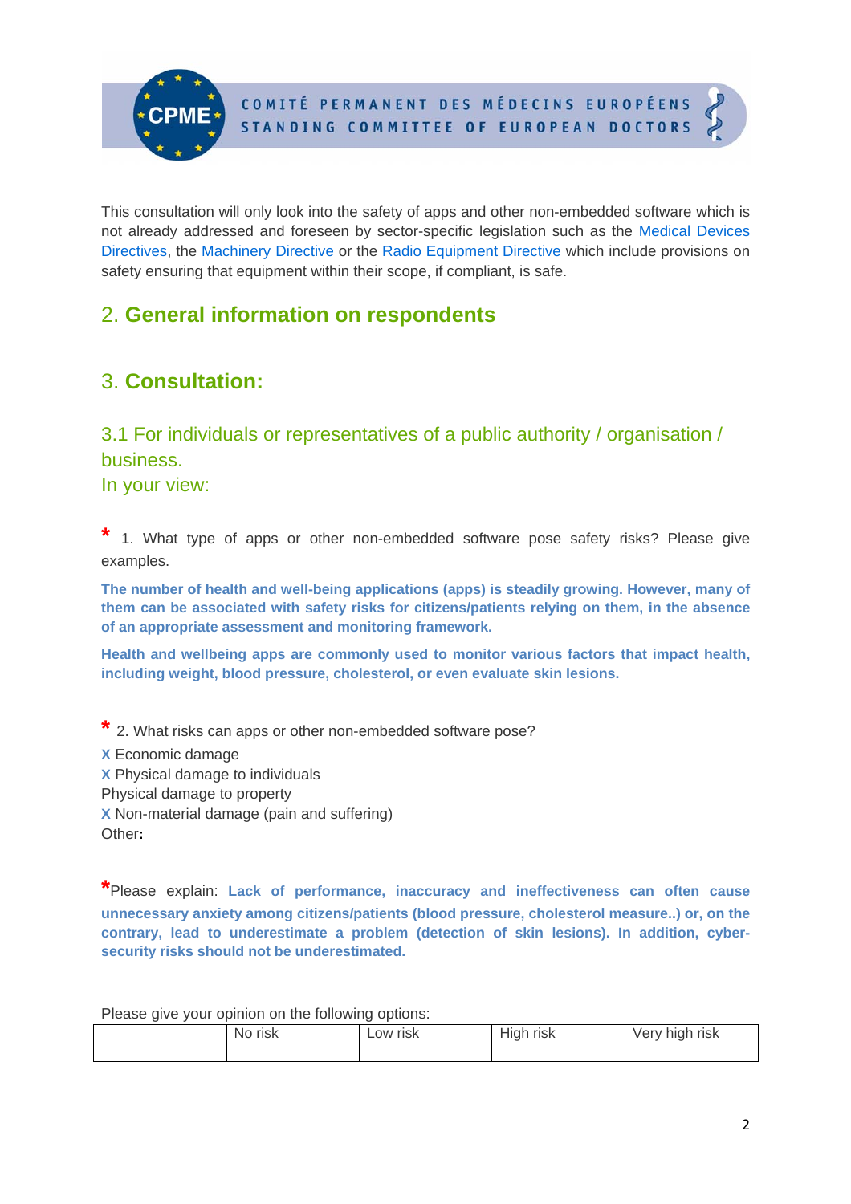This consultation will only look into the safety of apps and other non-embedded software which is not already addressed and foreseen by sector-specific legislation such as the Medical Devices Directives, the Machinery Directive or the Radio Equipment Directive which include provisions on safety ensuring that equipment within their scope, if compliant, is safe.

## 2. General information on respondents

## 3. Consultation:

### 3.1 For individuals or representatives of a public authority / organisation / business.
### In your view:

* 1. What type of apps or other non-embedded software pose safety risks? Please give examples.

**The number of health and well-being applications (apps) is steadily growing. However, many of them can be associated with safety risks for citizens/patients relying on them, in the absence of an appropriate assessment and monitoring framework.**

**Health and wellbeing apps are commonly used to monitor various factors that impact health, including weight, blood pressure, cholesterol, or even evaluate skin lesions.**

* 2. What risks can apps or other non-embedded software pose?

X Economic damage
X Physical damage to individuals
Physical damage to property
X Non-material damage (pain and suffering)
Other:

*Please explain: **Lack of performance, inaccuracy and ineffectiveness can often cause unnecessary anxiety among citizens/patients (blood pressure, cholesterol measure..) or, on the contrary, lead to underestimate a problem (detection of skin lesions). In addition, cyber-security risks should not be underestimated.**

Please give your opinion on the following options:

| | No risk | Low risk | High risk | Very high risk |
|---|---|---|---|---|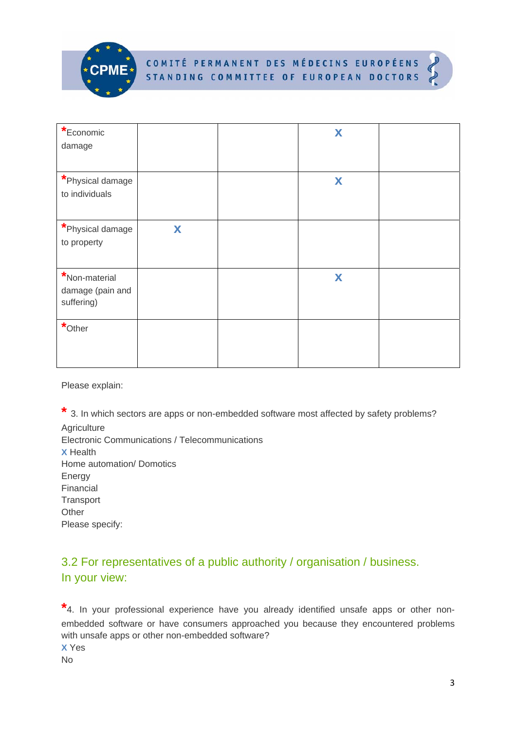| *Economic damage | | | X | |
| --- | --- | --- | --- | --- |
| *Physical damage to individuals | | | X | |
| *Physical damage to property | X | | | |
| *Non-material damage (pain and suffering) | | | X | |
| *Other | | | | |

Please explain:

* 3. In which sectors are apps or non-embedded software most affected by safety problems?

Agriculture
Electronic Communications / Telecommunications
X Health
Home automation/ Domotics
Energy
Financial
Transport
Other
Please specify:

## 3.2 For representatives of a public authority / organisation / business. In your view:

*4. In your professional experience have you already identified unsafe apps or other non-embedded software or have consumers approached you because they encountered problems with unsafe apps or other non-embedded software?

X Yes
No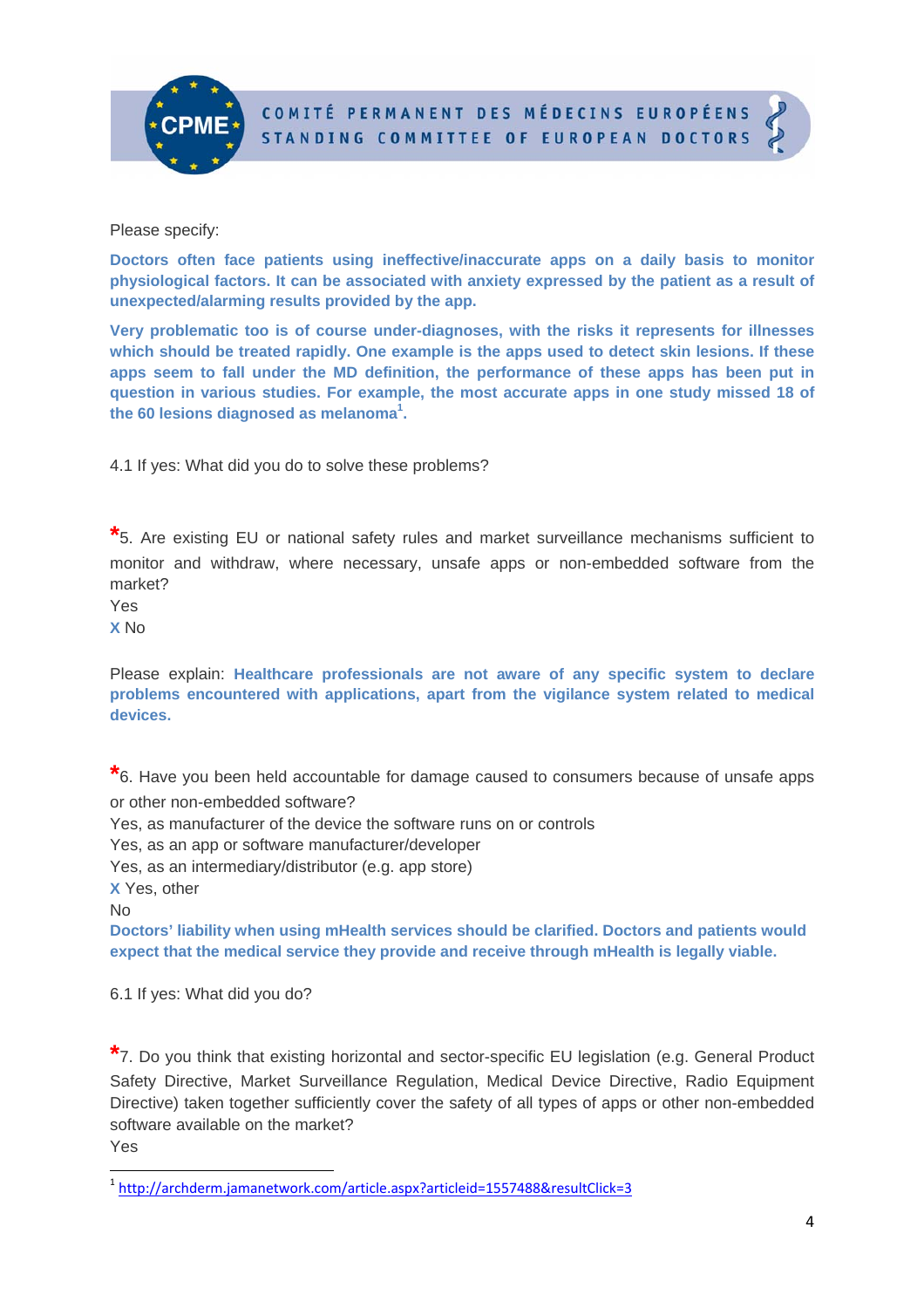Please specify:

**Doctors often face patients using ineffective/inaccurate apps on a daily basis to monitor physiological factors. It can be associated with anxiety expressed by the patient as a result of unexpected/alarming results provided by the app.**

**Very problematic too is of course under-diagnoses, with the risks it represents for illnesses which should be treated rapidly. One example is the apps used to detect skin lesions. If these apps seem to fall under the MD definition, the performance of these apps has been put in question in various studies. For example, the most accurate apps in one study missed 18 of the 60 lesions diagnosed as melanoma[1].**

4.1 If yes: What did you do to solve these problems?

*5. Are existing EU or national safety rules and market surveillance mechanisms sufficient to monitor and withdraw, where necessary, unsafe apps or non-embedded software from the market?

Yes

X No

Please explain: **Healthcare professionals are not aware of any specific system to declare problems encountered with applications, apart from the vigilance system related to medical devices.**

*6. Have you been held accountable for damage caused to consumers because of unsafe apps or other non-embedded software?

Yes, as manufacturer of the device the software runs on or controls

Yes, as an app or software manufacturer/developer

Yes, as an intermediary/distributor (e.g. app store)

X Yes, other

No

**Doctors' liability when using mHealth services should be clarified. Doctors and patients would expect that the medical service they provide and receive through mHealth is legally viable.**

6.1 If yes: What did you do?

*7. Do you think that existing horizontal and sector-specific EU legislation (e.g. General Product Safety Directive, Market Surveillance Regulation, Medical Device Directive, Radio Equipment Directive) taken together sufficiently cover the safety of all types of apps or other non-embedded software available on the market?

Yes

---

[1] http://archderm.jamanetwork.com/article.aspx?articleid=1557488&resultClick=3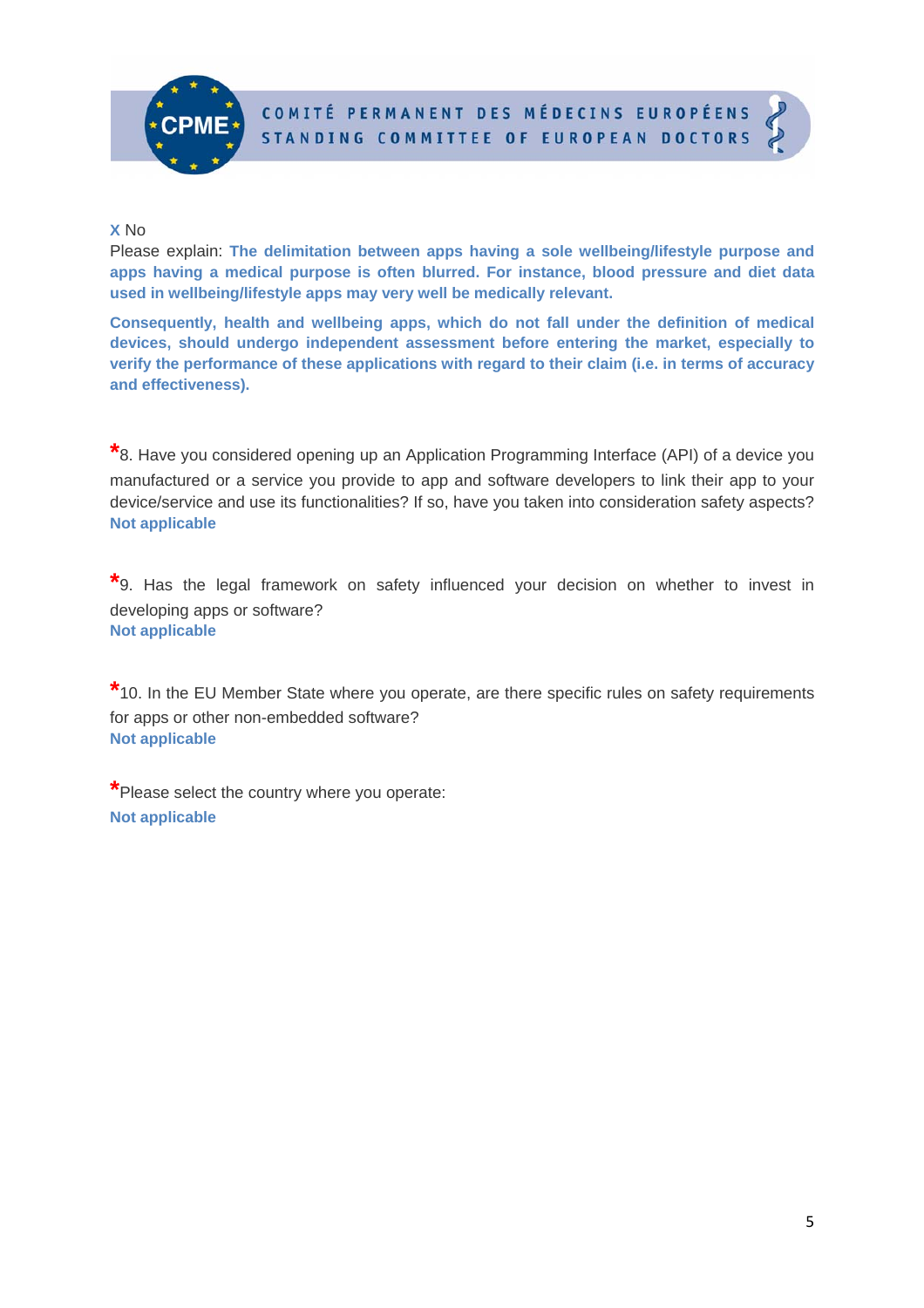X No

Please explain: **The delimitation between apps having a sole wellbeing/lifestyle purpose and apps having a medical purpose is often blurred. For instance, blood pressure and diet data used in wellbeing/lifestyle apps may very well be medically relevant.**

**Consequently, health and wellbeing apps, which do not fall under the definition of medical devices, should undergo independent assessment before entering the market, especially to verify the performance of these applications with regard to their claim (i.e. in terms of accuracy and effectiveness).**

*8. Have you considered opening up an Application Programming Interface (API) of a device you manufactured or a service you provide to app and software developers to link their app to your device/service and use its functionalities? If so, have you taken into consideration safety aspects?

**Not applicable**

*9. Has the legal framework on safety influenced your decision on whether to invest in developing apps or software?

**Not applicable**

*10. In the EU Member State where you operate, are there specific rules on safety requirements for apps or other non-embedded software?

**Not applicable**

*Please select the country where you operate:

**Not applicable**